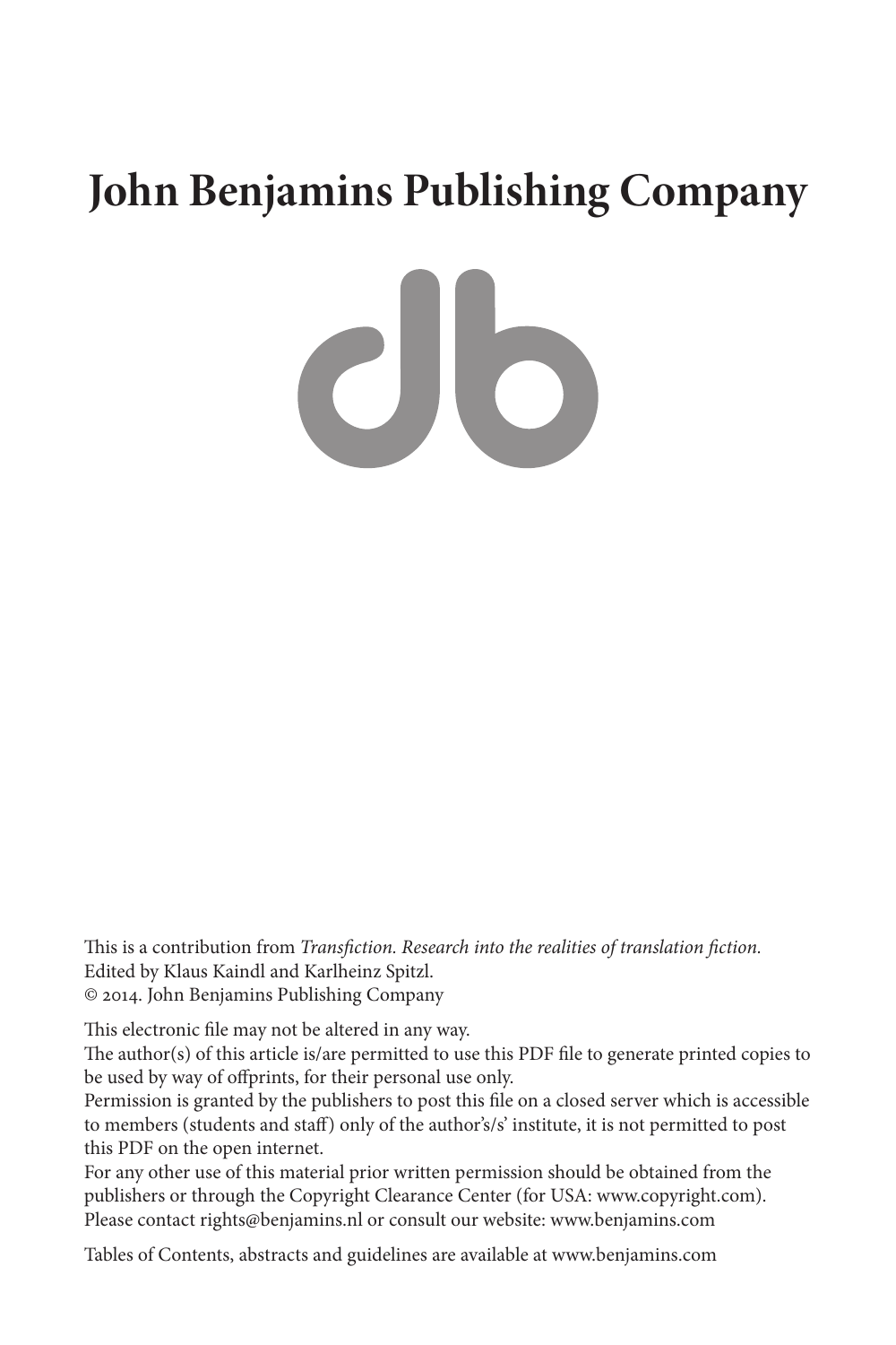# John Benjamins Publishing Company

This is a contribution from *Transfiction. Research into the realities of translation fiction.*
Edited by Klaus Kaindl and Karlheinz Spitzl.
© 2014. John Benjamins Publishing Company

This electronic file may not be altered in any way.
The author(s) of this article is/are permitted to use this PDF file to generate printed copies to be used by way of offprints, for their personal use only.
Permission is granted by the publishers to post this file on a closed server which is accessible to members (students and staff) only of the author's/s' institute, it is not permitted to post this PDF on the open internet.
For any other use of this material prior written permission should be obtained from the publishers or through the Copyright Clearance Center (for USA: www.copyright.com).
Please contact rights@benjamins.nl or consult our website: www.benjamins.com

Tables of Contents, abstracts and guidelines are available at www.benjamins.com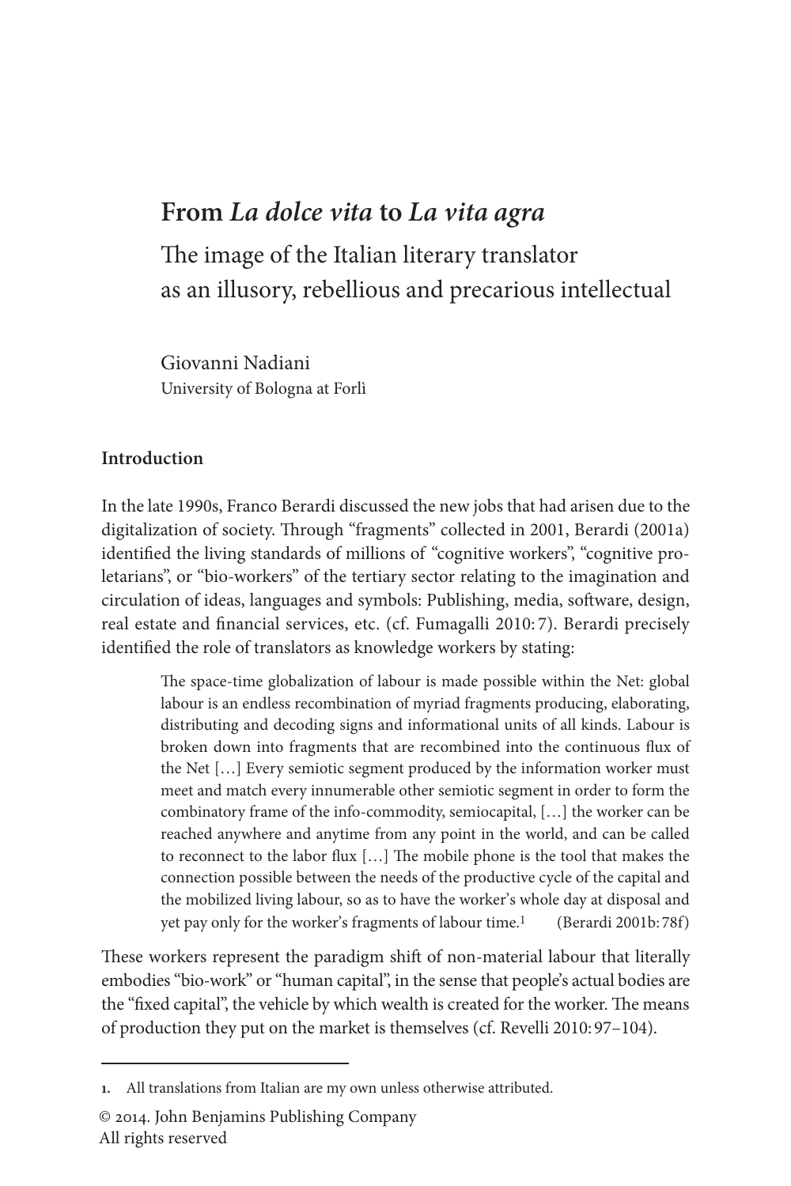# From *La dolce vita* to *La vita agra*

## The image of the Italian literary translator as an illusory, rebellious and precarious intellectual

Giovanni Nadiani
University of Bologna at Forlì

### Introduction

In the late 1990s, Franco Berardi discussed the new jobs that had arisen due to the digitalization of society. Through "fragments" collected in 2001, Berardi (2001a) identified the living standards of millions of "cognitive workers", "cognitive proletarians", or "bio-workers" of the tertiary sector relating to the imagination and circulation of ideas, languages and symbols: Publishing, media, software, design, real estate and financial services, etc. (cf. Fumagalli 2010: 7). Berardi precisely identified the role of translators as knowledge workers by stating:

> The space-time globalization of labour is made possible within the Net: global labour is an endless recombination of myriad fragments producing, elaborating, distributing and decoding signs and informational units of all kinds. Labour is broken down into fragments that are recombined into the continuous flux of the Net […] Every semiotic segment produced by the information worker must meet and match every innumerable other semiotic segment in order to form the combinatory frame of the info-commodity, semiocapital, […] the worker can be reached anywhere and anytime from any point in the world, and can be called to reconnect to the labor flux […] The mobile phone is the tool that makes the connection possible between the needs of the productive cycle of the capital and the mobilized living labour, so as to have the worker's whole day at disposal and yet pay only for the worker's fragments of labour time.[1] (Berardi 2001b: 78f)

These workers represent the paradigm shift of non-material labour that literally embodies "bio-work" or "human capital", in the sense that people's actual bodies are the "fixed capital", the vehicle by which wealth is created for the worker. The means of production they put on the market is themselves (cf. Revelli 2010: 97–104).

---

1. All translations from Italian are my own unless otherwise attributed.

© 2014. John Benjamins Publishing Company
All rights reserved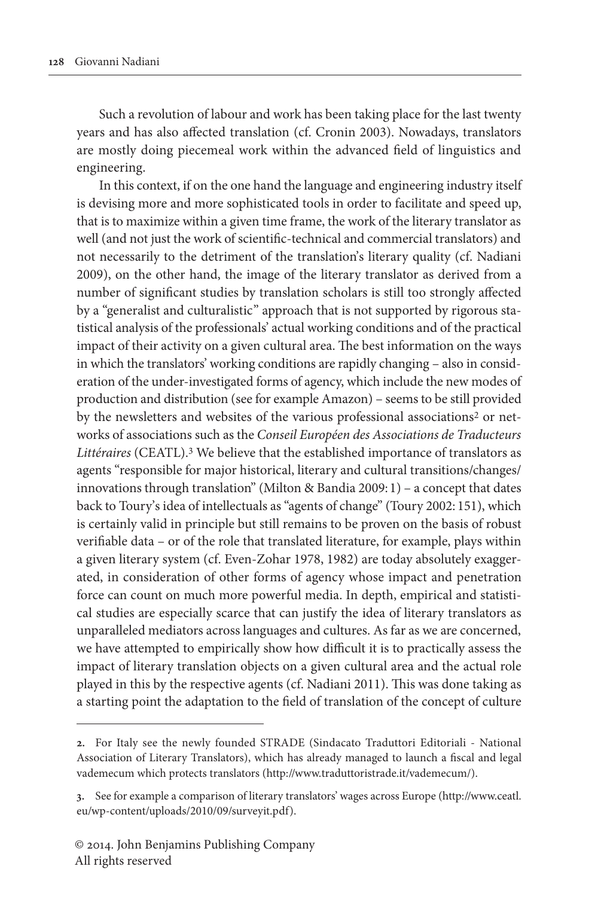Such a revolution of labour and work has been taking place for the last twenty years and has also affected translation (cf. Cronin 2003). Nowadays, translators are mostly doing piecemeal work within the advanced field of linguistics and engineering.

In this context, if on the one hand the language and engineering industry itself is devising more and more sophisticated tools in order to facilitate and speed up, that is to maximize within a given time frame, the work of the literary translator as well (and not just the work of scientific-technical and commercial translators) and not necessarily to the detriment of the translation's literary quality (cf. Nadiani 2009), on the other hand, the image of the literary translator as derived from a number of significant studies by translation scholars is still too strongly affected by a "generalist and culturalistic" approach that is not supported by rigorous statistical analysis of the professionals' actual working conditions and of the practical impact of their activity on a given cultural area. The best information on the ways in which the translators' working conditions are rapidly changing – also in consideration of the under-investigated forms of agency, which include the new modes of production and distribution (see for example Amazon) – seems to be still provided by the newsletters and websites of the various professional associations[2] or networks of associations such as the *Conseil Européen des Associations de Traducteurs Littéraires* (CEATL).[3] We believe that the established importance of translators as agents "responsible for major historical, literary and cultural transitions/changes/innovations through translation" (Milton & Bandia 2009: 1) – a concept that dates back to Toury's idea of intellectuals as "agents of change" (Toury 2002: 151), which is certainly valid in principle but still remains to be proven on the basis of robust verifiable data – or of the role that translated literature, for example, plays within a given literary system (cf. Even-Zohar 1978, 1982) are today absolutely exaggerated, in consideration of other forms of agency whose impact and penetration force can count on much more powerful media. In depth, empirical and statistical studies are especially scarce that can justify the idea of literary translators as unparalleled mediators across languages and cultures. As far as we are concerned, we have attempted to empirically show how difficult it is to practically assess the impact of literary translation objects on a given cultural area and the actual role played in this by the respective agents (cf. Nadiani 2011). This was done taking as a starting point the adaptation to the field of translation of the concept of culture

---

2. For Italy see the newly founded STRADE (Sindacato Traduttori Editoriali - National Association of Literary Translators), which has already managed to launch a fiscal and legal vademecum which protects translators (http://www.traduttoristrade.it/vademecum/).

3. See for example a comparison of literary translators' wages across Europe (http://www.ceatl.eu/wp-content/uploads/2010/09/surveyit.pdf).

© 2014. John Benjamins Publishing Company
All rights reserved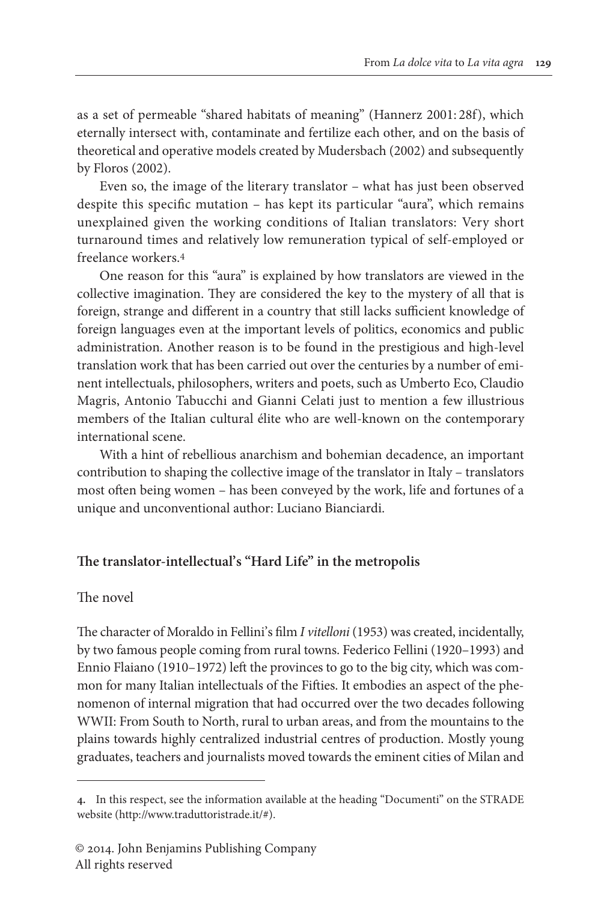as a set of permeable "shared habitats of meaning" (Hannerz 2001: 28f), which eternally intersect with, contaminate and fertilize each other, and on the basis of theoretical and operative models created by Mudersbach (2002) and subsequently by Floros (2002).

Even so, the image of the literary translator – what has just been observed despite this specific mutation – has kept its particular "aura", which remains unexplained given the working conditions of Italian translators: Very short turnaround times and relatively low remuneration typical of self-employed or freelance workers.[4]

One reason for this "aura" is explained by how translators are viewed in the collective imagination. They are considered the key to the mystery of all that is foreign, strange and different in a country that still lacks sufficient knowledge of foreign languages even at the important levels of politics, economics and public administration. Another reason is to be found in the prestigious and high-level translation work that has been carried out over the centuries by a number of eminent intellectuals, philosophers, writers and poets, such as Umberto Eco, Claudio Magris, Antonio Tabucchi and Gianni Celati just to mention a few illustrious members of the Italian cultural élite who are well-known on the contemporary international scene.

With a hint of rebellious anarchism and bohemian decadence, an important contribution to shaping the collective image of the translator in Italy – translators most often being women – has been conveyed by the work, life and fortunes of a unique and unconventional author: Luciano Bianciardi.

## The translator-intellectual's "Hard Life" in the metropolis

### The novel

The character of Moraldo in Fellini's film *I vitelloni* (1953) was created, incidentally, by two famous people coming from rural towns. Federico Fellini (1920–1993) and Ennio Flaiano (1910–1972) left the provinces to go to the big city, which was common for many Italian intellectuals of the Fifties. It embodies an aspect of the phenomenon of internal migration that had occurred over the two decades following WWII: From South to North, rural to urban areas, and from the mountains to the plains towards highly centralized industrial centres of production. Mostly young graduates, teachers and journalists moved towards the eminent cities of Milan and

4. In this respect, see the information available at the heading "Documenti" on the STRADE website (http://www.traduttoristrade.it/#).

© 2014. John Benjamins Publishing Company
All rights reserved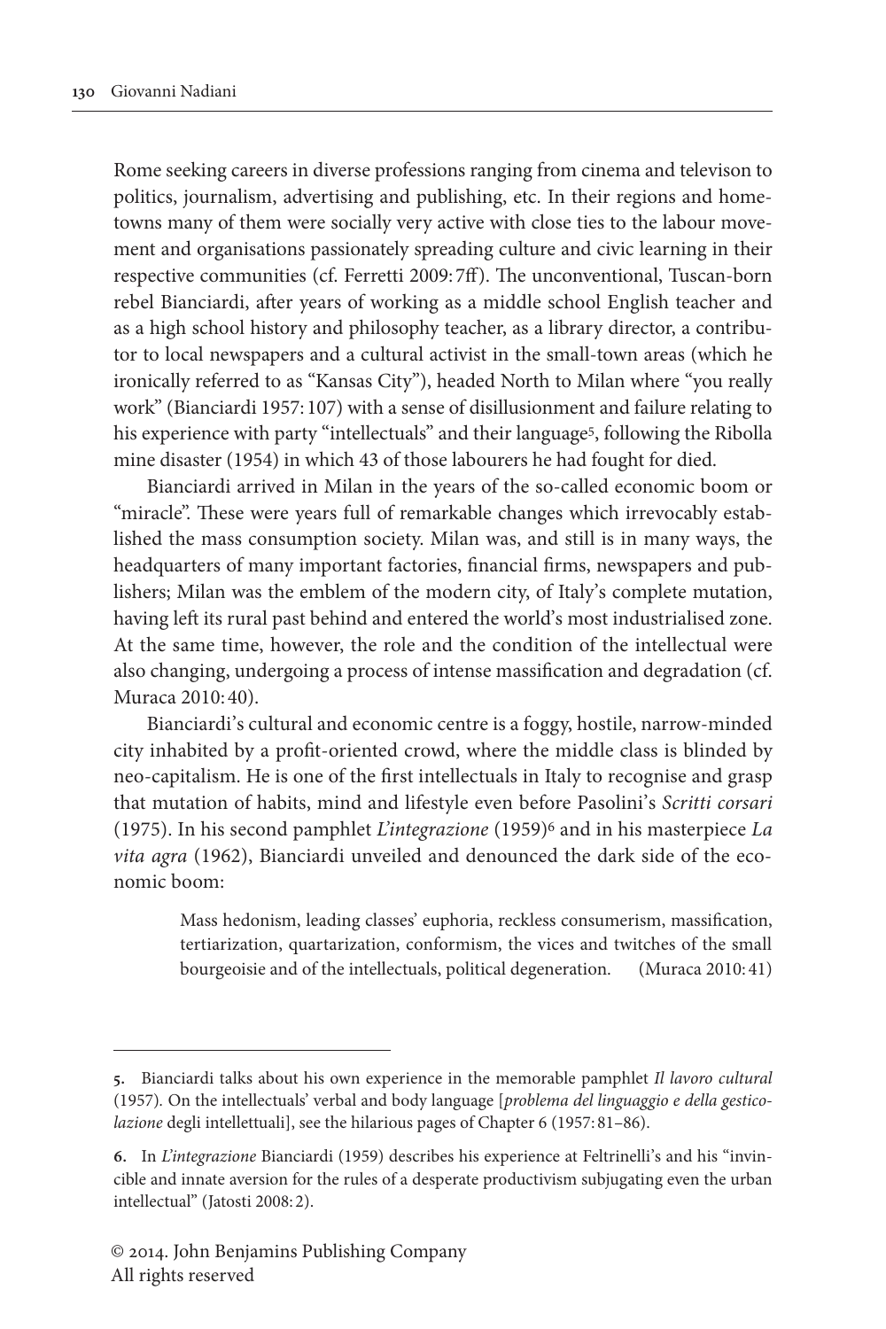Rome seeking careers in diverse professions ranging from cinema and televison to politics, journalism, advertising and publishing, etc. In their regions and hometowns many of them were socially very active with close ties to the labour movement and organisations passionately spreading culture and civic learning in their respective communities (cf. Ferretti 2009: 7ff). The unconventional, Tuscan-born rebel Bianciardi, after years of working as a middle school English teacher and as a high school history and philosophy teacher, as a library director, a contributor to local newspapers and a cultural activist in the small-town areas (which he ironically referred to as "Kansas City"), headed North to Milan where "you really work" (Bianciardi 1957: 107) with a sense of disillusionment and failure relating to his experience with party "intellectuals" and their language[5], following the Ribolla mine disaster (1954) in which 43 of those labourers he had fought for died.

Bianciardi arrived in Milan in the years of the so-called economic boom or "miracle". These were years full of remarkable changes which irrevocably established the mass consumption society. Milan was, and still is in many ways, the headquarters of many important factories, financial firms, newspapers and publishers; Milan was the emblem of the modern city, of Italy's complete mutation, having left its rural past behind and entered the world's most industrialised zone. At the same time, however, the role and the condition of the intellectual were also changing, undergoing a process of intense massification and degradation (cf. Muraca 2010: 40).

Bianciardi's cultural and economic centre is a foggy, hostile, narrow-minded city inhabited by a profit-oriented crowd, where the middle class is blinded by neo-capitalism. He is one of the first intellectuals in Italy to recognise and grasp that mutation of habits, mind and lifestyle even before Pasolini's *Scritti corsari* (1975). In his second pamphlet *L'integrazione* (1959)[6] and in his masterpiece *La vita agra* (1962), Bianciardi unveiled and denounced the dark side of the economic boom:

> Mass hedonism, leading classes' euphoria, reckless consumerism, massification, tertiarization, quartarization, conformism, the vices and twitches of the small bourgeoisie and of the intellectuals, political degeneration. (Muraca 2010: 41)

---

**5.** Bianciardi talks about his own experience in the memorable pamphlet *Il lavoro cultural* (1957). On the intellectuals' verbal and body language [*problema del linguaggio e della gesticolazione* degli intellettuali], see the hilarious pages of Chapter 6 (1957: 81–86).

**6.** In *L'integrazione* Bianciardi (1959) describes his experience at Feltrinelli's and his "invincible and innate aversion for the rules of a desperate productivism subjugating even the urban intellectual" (Jatosti 2008: 2).

© 2014. John Benjamins Publishing Company
All rights reserved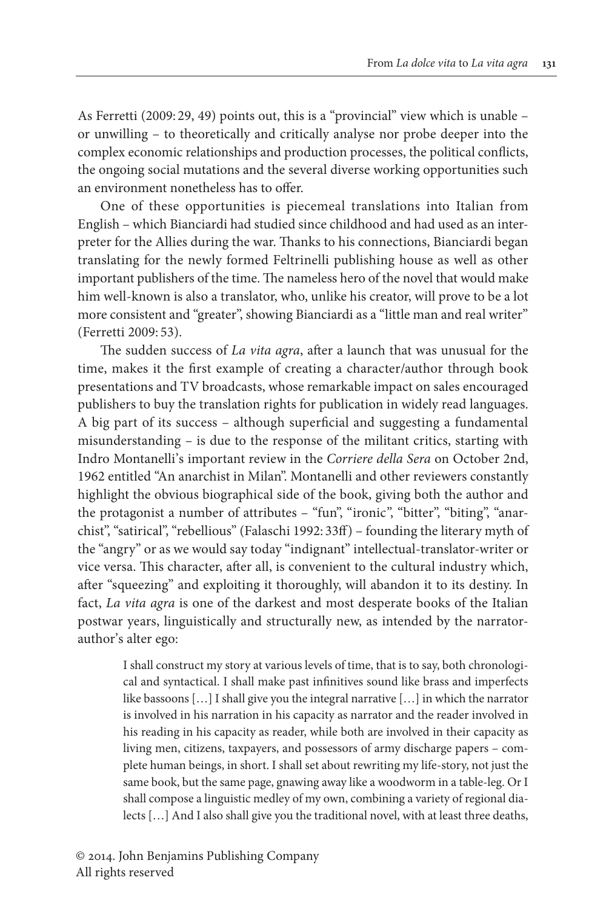As Ferretti (2009: 29, 49) points out, this is a "provincial" view which is unable – or unwilling – to theoretically and critically analyse nor probe deeper into the complex economic relationships and production processes, the political conflicts, the ongoing social mutations and the several diverse working opportunities such an environment nonetheless has to offer.

One of these opportunities is piecemeal translations into Italian from English – which Bianciardi had studied since childhood and had used as an interpreter for the Allies during the war. Thanks to his connections, Bianciardi began translating for the newly formed Feltrinelli publishing house as well as other important publishers of the time. The nameless hero of the novel that would make him well-known is also a translator, who, unlike his creator, will prove to be a lot more consistent and "greater", showing Bianciardi as a "little man and real writer" (Ferretti 2009: 53).

The sudden success of *La vita agra*, after a launch that was unusual for the time, makes it the first example of creating a character/author through book presentations and TV broadcasts, whose remarkable impact on sales encouraged publishers to buy the translation rights for publication in widely read languages. A big part of its success – although superficial and suggesting a fundamental misunderstanding – is due to the response of the militant critics, starting with Indro Montanelli's important review in the *Corriere della Sera* on October 2nd, 1962 entitled "An anarchist in Milan". Montanelli and other reviewers constantly highlight the obvious biographical side of the book, giving both the author and the protagonist a number of attributes – "fun", "ironic", "bitter", "biting", "anarchist", "satirical", "rebellious" (Falaschi 1992: 33ff) – founding the literary myth of the "angry" or as we would say today "indignant" intellectual-translator-writer or vice versa. This character, after all, is convenient to the cultural industry which, after "squeezing" and exploiting it thoroughly, will abandon it to its destiny. In fact, *La vita agra* is one of the darkest and most desperate books of the Italian postwar years, linguistically and structurally new, as intended by the narrator-author's alter ego:

> I shall construct my story at various levels of time, that is to say, both chronological and syntactical. I shall make past infinitives sound like brass and imperfects like bassoons […] I shall give you the integral narrative […] in which the narrator is involved in his narration in his capacity as narrator and the reader involved in his reading in his capacity as reader, while both are involved in their capacity as living men, citizens, taxpayers, and possessors of army discharge papers – complete human beings, in short. I shall set about rewriting my life-story, not just the same book, but the same page, gnawing away like a woodworm in a table-leg. Or I shall compose a linguistic medley of my own, combining a variety of regional dialects […] And I also shall give you the traditional novel, with at least three deaths,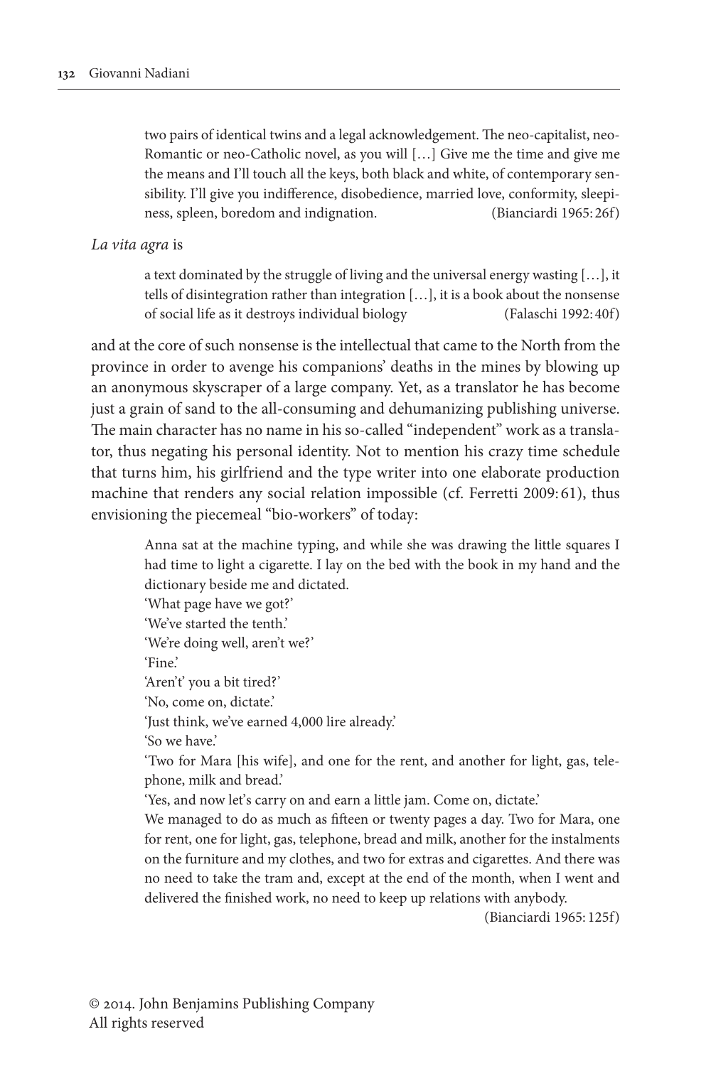> two pairs of identical twins and a legal acknowledgement. The neo-capitalist, neo-Romantic or neo-Catholic novel, as you will […] Give me the time and give me the means and I'll touch all the keys, both black and white, of contemporary sensibility. I'll give you indifference, disobedience, married love, conformity, sleepiness, spleen, boredom and indignation. (Bianciardi 1965: 26f)

*La vita agra* is

> a text dominated by the struggle of living and the universal energy wasting […], it tells of disintegration rather than integration […], it is a book about the nonsense of social life as it destroys individual biology (Falaschi 1992: 40f)

and at the core of such nonsense is the intellectual that came to the North from the province in order to avenge his companions' deaths in the mines by blowing up an anonymous skyscraper of a large company. Yet, as a translator he has become just a grain of sand to the all-consuming and dehumanizing publishing universe. The main character has no name in his so-called "independent" work as a translator, thus negating his personal identity. Not to mention his crazy time schedule that turns him, his girlfriend and the type writer into one elaborate production machine that renders any social relation impossible (cf. Ferretti 2009: 61), thus envisioning the piecemeal "bio-workers" of today:

> Anna sat at the machine typing, and while she was drawing the little squares I had time to light a cigarette. I lay on the bed with the book in my hand and the dictionary beside me and dictated.
> 'What page have we got?'
> 'We've started the tenth.'
> 'We're doing well, aren't we?'
> 'Fine.'
> 'Aren't' you a bit tired?'
> 'No, come on, dictate.'
> 'Just think, we've earned 4,000 lire already.'
> 'So we have.'
> 'Two for Mara [his wife], and one for the rent, and another for light, gas, telephone, milk and bread.'
> 'Yes, and now let's carry on and earn a little jam. Come on, dictate.'
> We managed to do as much as fifteen or twenty pages a day. Two for Mara, one for rent, one for light, gas, telephone, bread and milk, another for the instalments on the furniture and my clothes, and two for extras and cigarettes. And there was no need to take the tram and, except at the end of the month, when I went and delivered the finished work, no need to keep up relations with anybody.
> (Bianciardi 1965: 125f)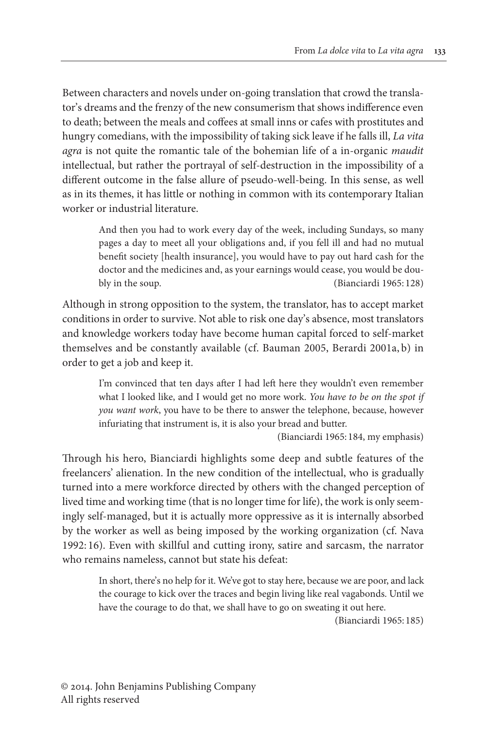Between characters and novels under on-going translation that crowd the translator's dreams and the frenzy of the new consumerism that shows indifference even to death; between the meals and coffees at small inns or cafes with prostitutes and hungry comedians, with the impossibility of taking sick leave if he falls ill, *La vita agra* is not quite the romantic tale of the bohemian life of a in-organic *maudit* intellectual, but rather the portrayal of self-destruction in the impossibility of a different outcome in the false allure of pseudo-well-being. In this sense, as well as in its themes, it has little or nothing in common with its contemporary Italian worker or industrial literature.

> And then you had to work every day of the week, including Sundays, so many pages a day to meet all your obligations and, if you fell ill and had no mutual benefit society [health insurance], you would have to pay out hard cash for the doctor and the medicines and, as your earnings would cease, you would be doubly in the soup. (Bianciardi 1965: 128)

Although in strong opposition to the system, the translator, has to accept market conditions in order to survive. Not able to risk one day's absence, most translators and knowledge workers today have become human capital forced to self-market themselves and be constantly available (cf. Bauman 2005, Berardi 2001a, b) in order to get a job and keep it.

> I'm convinced that ten days after I had left here they wouldn't even remember what I looked like, and I would get no more work. *You have to be on the spot if you want work*, you have to be there to answer the telephone, because, however infuriating that instrument is, it is also your bread and butter.
> (Bianciardi 1965: 184, my emphasis)

Through his hero, Bianciardi highlights some deep and subtle features of the freelancers' alienation. In the new condition of the intellectual, who is gradually turned into a mere workforce directed by others with the changed perception of lived time and working time (that is no longer time for life), the work is only seemingly self-managed, but it is actually more oppressive as it is internally absorbed by the worker as well as being imposed by the working organization (cf. Nava 1992: 16). Even with skillful and cutting irony, satire and sarcasm, the narrator who remains nameless, cannot but state his defeat:

> In short, there's no help for it. We've got to stay here, because we are poor, and lack the courage to kick over the traces and begin living like real vagabonds. Until we have the courage to do that, we shall have to go on sweating it out here.
> (Bianciardi 1965: 185)

© 2014. John Benjamins Publishing Company
All rights reserved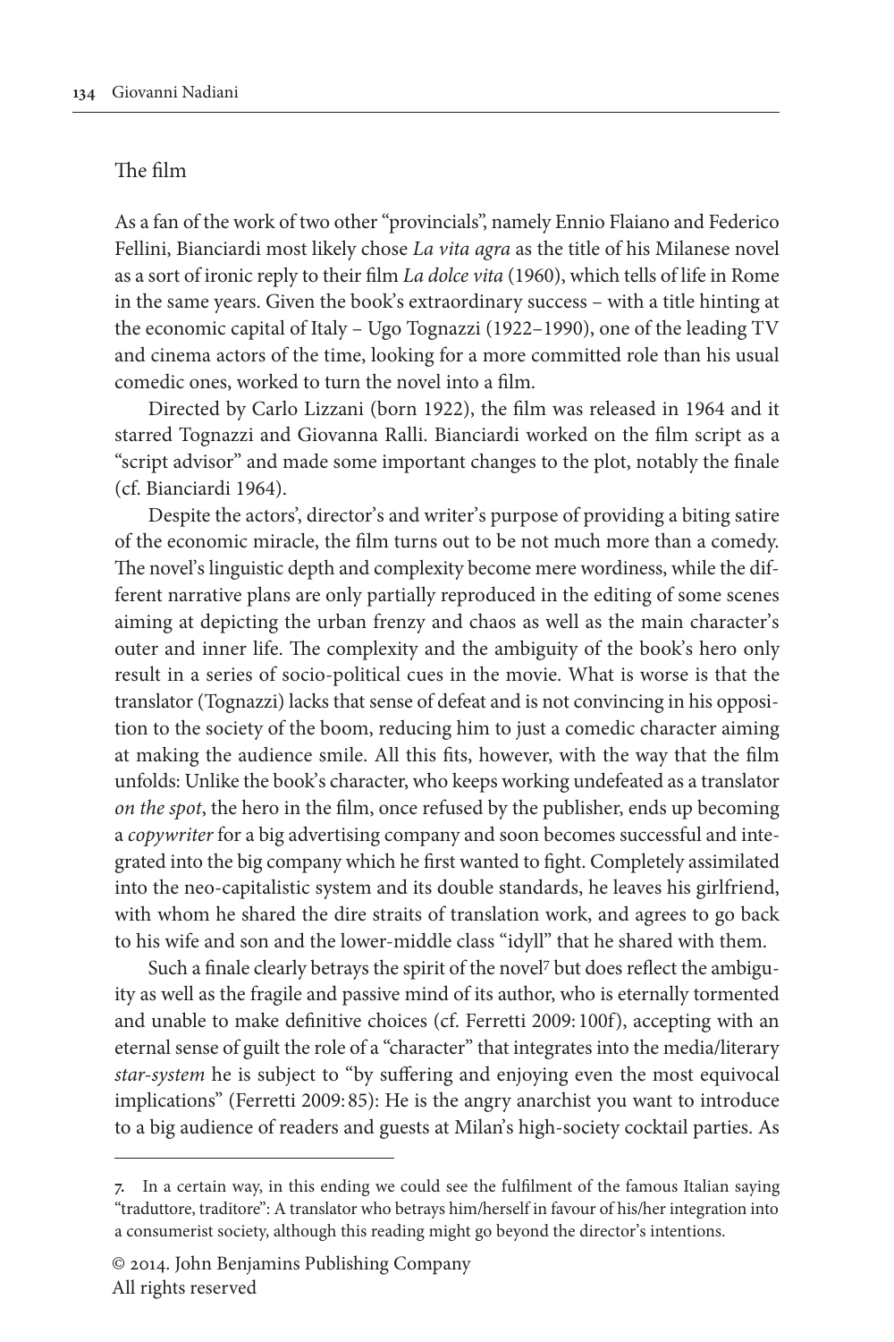## The film

As a fan of the work of two other "provincials", namely Ennio Flaiano and Federico Fellini, Bianciardi most likely chose *La vita agra* as the title of his Milanese novel as a sort of ironic reply to their film *La dolce vita* (1960), which tells of life in Rome in the same years. Given the book's extraordinary success – with a title hinting at the economic capital of Italy – Ugo Tognazzi (1922–1990), one of the leading TV and cinema actors of the time, looking for a more committed role than his usual comedic ones, worked to turn the novel into a film.

Directed by Carlo Lizzani (born 1922), the film was released in 1964 and it starred Tognazzi and Giovanna Ralli. Bianciardi worked on the film script as a "script advisor" and made some important changes to the plot, notably the finale (cf. Bianciardi 1964).

Despite the actors', director's and writer's purpose of providing a biting satire of the economic miracle, the film turns out to be not much more than a comedy. The novel's linguistic depth and complexity become mere wordiness, while the different narrative plans are only partially reproduced in the editing of some scenes aiming at depicting the urban frenzy and chaos as well as the main character's outer and inner life. The complexity and the ambiguity of the book's hero only result in a series of socio-political cues in the movie. What is worse is that the translator (Tognazzi) lacks that sense of defeat and is not convincing in his opposition to the society of the boom, reducing him to just a comedic character aiming at making the audience smile. All this fits, however, with the way that the film unfolds: Unlike the book's character, who keeps working undefeated as a translator *on the spot*, the hero in the film, once refused by the publisher, ends up becoming a *copywriter* for a big advertising company and soon becomes successful and integrated into the big company which he first wanted to fight. Completely assimilated into the neo-capitalistic system and its double standards, he leaves his girlfriend, with whom he shared the dire straits of translation work, and agrees to go back to his wife and son and the lower-middle class "idyll" that he shared with them.

Such a finale clearly betrays the spirit of the novel[7] but does reflect the ambiguity as well as the fragile and passive mind of its author, who is eternally tormented and unable to make definitive choices (cf. Ferretti 2009: 100f), accepting with an eternal sense of guilt the role of a "character" that integrates into the media/literary *star-system* he is subject to "by suffering and enjoying even the most equivocal implications" (Ferretti 2009: 85): He is the angry anarchist you want to introduce to a big audience of readers and guests at Milan's high-society cocktail parties. As

7. In a certain way, in this ending we could see the fulfilment of the famous Italian saying "traduttore, traditore": A translator who betrays him/herself in favour of his/her integration into a consumerist society, although this reading might go beyond the director's intentions.

© 2014. John Benjamins Publishing Company
All rights reserved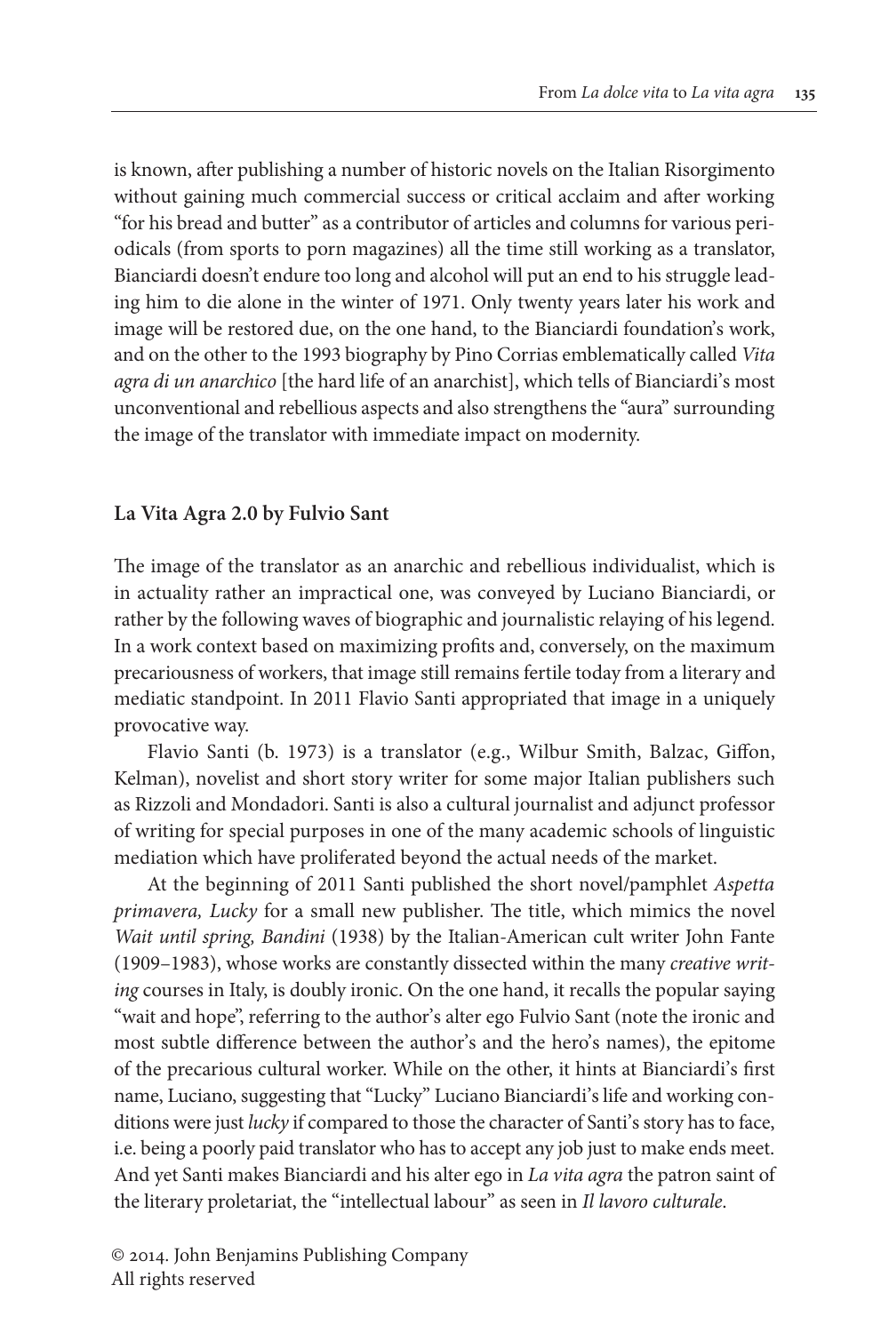is known, after publishing a number of historic novels on the Italian Risorgimento without gaining much commercial success or critical acclaim and after working "for his bread and butter" as a contributor of articles and columns for various periodicals (from sports to porn magazines) all the time still working as a translator, Bianciardi doesn't endure too long and alcohol will put an end to his struggle leading him to die alone in the winter of 1971. Only twenty years later his work and image will be restored due, on the one hand, to the Bianciardi foundation's work, and on the other to the 1993 biography by Pino Corrias emblematically called *Vita agra di un anarchico* [the hard life of an anarchist], which tells of Bianciardi's most unconventional and rebellious aspects and also strengthens the "aura" surrounding the image of the translator with immediate impact on modernity.

## La Vita Agra 2.0 by Fulvio Sant

The image of the translator as an anarchic and rebellious individualist, which is in actuality rather an impractical one, was conveyed by Luciano Bianciardi, or rather by the following waves of biographic and journalistic relaying of his legend. In a work context based on maximizing profits and, conversely, on the maximum precariousness of workers, that image still remains fertile today from a literary and mediatic standpoint. In 2011 Flavio Santi appropriated that image in a uniquely provocative way.

Flavio Santi (b. 1973) is a translator (e.g., Wilbur Smith, Balzac, Giffon, Kelman), novelist and short story writer for some major Italian publishers such as Rizzoli and Mondadori. Santi is also a cultural journalist and adjunct professor of writing for special purposes in one of the many academic schools of linguistic mediation which have proliferated beyond the actual needs of the market.

At the beginning of 2011 Santi published the short novel/pamphlet *Aspetta primavera, Lucky* for a small new publisher. The title, which mimics the novel *Wait until spring, Bandini* (1938) by the Italian-American cult writer John Fante (1909–1983), whose works are constantly dissected within the many *creative writing* courses in Italy, is doubly ironic. On the one hand, it recalls the popular saying "wait and hope", referring to the author's alter ego Fulvio Sant (note the ironic and most subtle difference between the author's and the hero's names), the epitome of the precarious cultural worker. While on the other, it hints at Bianciardi's first name, Luciano, suggesting that "Lucky" Luciano Bianciardi's life and working conditions were just *lucky* if compared to those the character of Santi's story has to face, i.e. being a poorly paid translator who has to accept any job just to make ends meet. And yet Santi makes Bianciardi and his alter ego in *La vita agra* the patron saint of the literary proletariat, the "intellectual labour" as seen in *Il lavoro culturale*.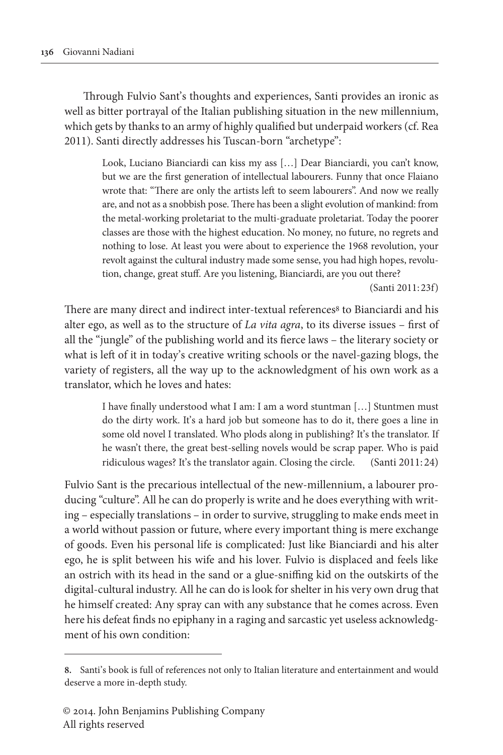Through Fulvio Sant's thoughts and experiences, Santi provides an ironic as well as bitter portrayal of the Italian publishing situation in the new millennium, which gets by thanks to an army of highly qualified but underpaid workers (cf. Rea 2011). Santi directly addresses his Tuscan-born "archetype":

> Look, Luciano Bianciardi can kiss my ass […] Dear Bianciardi, you can't know, but we are the first generation of intellectual labourers. Funny that once Flaiano wrote that: "There are only the artists left to seem labourers". And now we really are, and not as a snobbish pose. There has been a slight evolution of mankind: from the metal-working proletariat to the multi-graduate proletariat. Today the poorer classes are those with the highest education. No money, no future, no regrets and nothing to lose. At least you were about to experience the 1968 revolution, your revolt against the cultural industry made some sense, you had high hopes, revolution, change, great stuff. Are you listening, Bianciardi, are you out there?
> (Santi 2011: 23f)

There are many direct and indirect inter-textual references[8] to Bianciardi and his alter ego, as well as to the structure of *La vita agra*, to its diverse issues – first of all the "jungle" of the publishing world and its fierce laws – the literary society or what is left of it in today's creative writing schools or the navel-gazing blogs, the variety of registers, all the way up to the acknowledgment of his own work as a translator, which he loves and hates:

> I have finally understood what I am: I am a word stuntman […] Stuntmen must do the dirty work. It's a hard job but someone has to do it, there goes a line in some old novel I translated. Who plods along in publishing? It's the translator. If he wasn't there, the great best-selling novels would be scrap paper. Who is paid ridiculous wages? It's the translator again. Closing the circle. (Santi 2011: 24)

Fulvio Sant is the precarious intellectual of the new-millennium, a labourer producing "culture". All he can do properly is write and he does everything with writing – especially translations – in order to survive, struggling to make ends meet in a world without passion or future, where every important thing is mere exchange of goods. Even his personal life is complicated: Just like Bianciardi and his alter ego, he is split between his wife and his lover. Fulvio is displaced and feels like an ostrich with its head in the sand or a glue-sniffing kid on the outskirts of the digital-cultural industry. All he can do is look for shelter in his very own drug that he himself created: Any spray can with any substance that he comes across. Even here his defeat finds no epiphany in a raging and sarcastic yet useless acknowledgment of his own condition:

---

8. Santi's book is full of references not only to Italian literature and entertainment and would deserve a more in-depth study.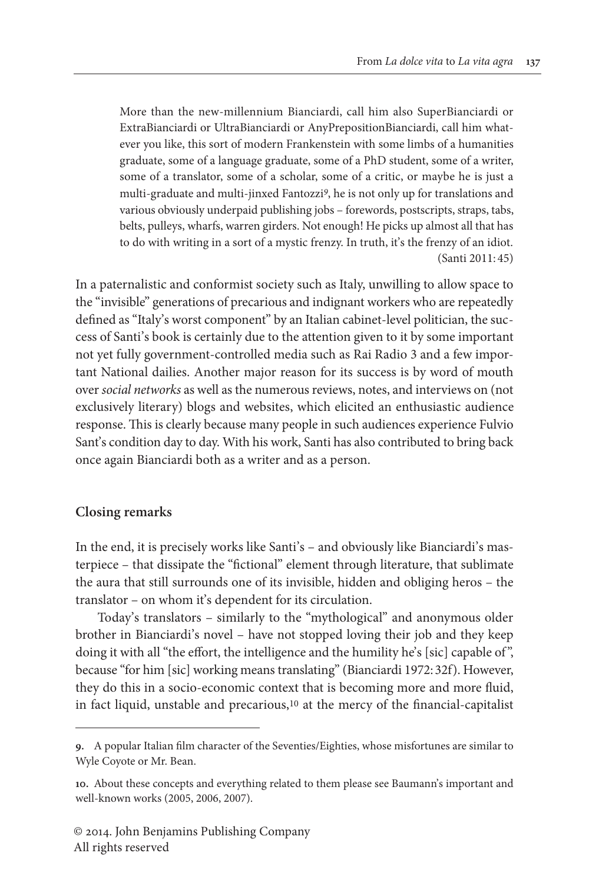> More than the new-millennium Bianciardi, call him also SuperBianciardi or ExtraBianciardi or UltraBianciardi or AnyPrepositionBianciardi, call him whatever you like, this sort of modern Frankenstein with some limbs of a humanities graduate, some of a language graduate, some of a PhD student, some of a writer, some of a translator, some of a scholar, some of a critic, or maybe he is just a multi-graduate and multi-jinxed Fantozzi[9], he is not only up for translations and various obviously underpaid publishing jobs – forewords, postscripts, straps, tabs, belts, pulleys, wharfs, warren girders. Not enough! He picks up almost all that has to do with writing in a sort of a mystic frenzy. In truth, it's the frenzy of an idiot.
> (Santi 2011: 45)

In a paternalistic and conformist society such as Italy, unwilling to allow space to the "invisible" generations of precarious and indignant workers who are repeatedly defined as "Italy's worst component" by an Italian cabinet-level politician, the success of Santi's book is certainly due to the attention given to it by some important not yet fully government-controlled media such as Rai Radio 3 and a few important National dailies. Another major reason for its success is by word of mouth over *social networks* as well as the numerous reviews, notes, and interviews on (not exclusively literary) blogs and websites, which elicited an enthusiastic audience response. This is clearly because many people in such audiences experience Fulvio Sant's condition day to day. With his work, Santi has also contributed to bring back once again Bianciardi both as a writer and as a person.

## Closing remarks

In the end, it is precisely works like Santi's – and obviously like Bianciardi's masterpiece – that dissipate the "fictional" element through literature, that sublimate the aura that still surrounds one of its invisible, hidden and obliging heros – the translator – on whom it's dependent for its circulation.

Today's translators – similarly to the "mythological" and anonymous older brother in Bianciardi's novel – have not stopped loving their job and they keep doing it with all "the effort, the intelligence and the humility he's [sic] capable of", because "for him [sic] working means translating" (Bianciardi 1972: 32f). However, they do this in a socio-economic context that is becoming more and more fluid, in fact liquid, unstable and precarious,[10] at the mercy of the financial-capitalist

---

9. A popular Italian film character of the Seventies/Eighties, whose misfortunes are similar to Wyle Coyote or Mr. Bean.

10. About these concepts and everything related to them please see Baumann's important and well-known works (2005, 2006, 2007).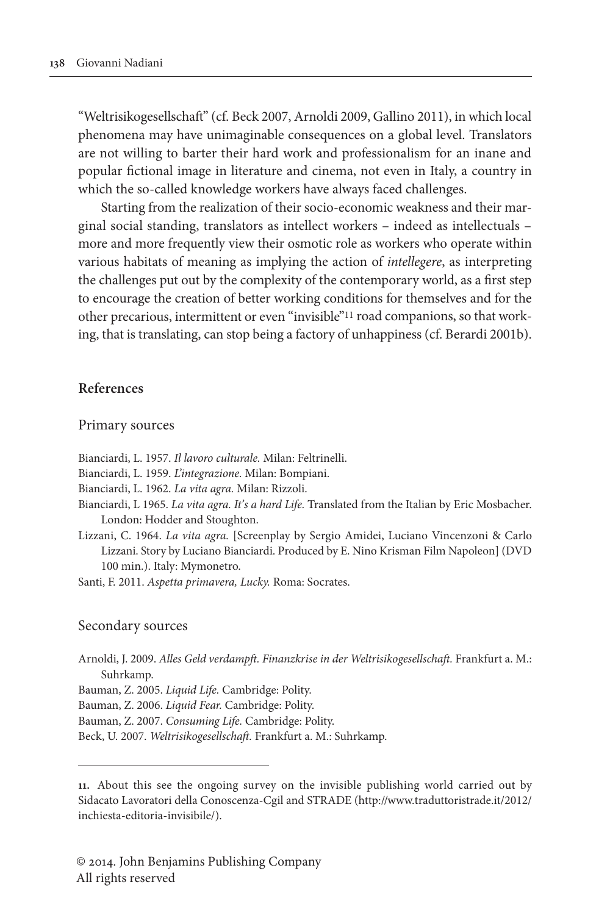"Weltrisikogesellschaft" (cf. Beck 2007, Arnoldi 2009, Gallino 2011), in which local phenomena may have unimaginable consequences on a global level. Translators are not willing to barter their hard work and professionalism for an inane and popular fictional image in literature and cinema, not even in Italy, a country in which the so-called knowledge workers have always faced challenges.

Starting from the realization of their socio-economic weakness and their marginal social standing, translators as intellect workers – indeed as intellectuals – more and more frequently view their osmotic role as workers who operate within various habitats of meaning as implying the action of *intellegere*, as interpreting the challenges put out by the complexity of the contemporary world, as a first step to encourage the creation of better working conditions for themselves and for the other precarious, intermittent or even "invisible"[11] road companions, so that working, that is translating, can stop being a factory of unhappiness (cf. Berardi 2001b).

## References

### Primary sources

Bianciardi, L. 1957. *Il lavoro culturale.* Milan: Feltrinelli.

Bianciardi, L. 1959. *L'integrazione.* Milan: Bompiani.

Bianciardi, L. 1962. *La vita agra.* Milan: Rizzoli.

Bianciardi, L 1965. *La vita agra. It's a hard Life.* Translated from the Italian by Eric Mosbacher. London: Hodder and Stoughton.

Lizzani, C. 1964. *La vita agra.* [Screenplay by Sergio Amidei, Luciano Vincenzoni & Carlo Lizzani. Story by Luciano Bianciardi. Produced by E. Nino Krisman Film Napoleon] (DVD 100 min.). Italy: Mymonetro.

Santi, F. 2011. *Aspetta primavera, Lucky.* Roma: Socrates.

### Secondary sources

Arnoldi, J. 2009. *Alles Geld verdampft. Finanzkrise in der Weltrisikogesellschaft.* Frankfurt a. M.: Suhrkamp.

Bauman, Z. 2005. *Liquid Life.* Cambridge: Polity.

Bauman, Z. 2006. *Liquid Fear.* Cambridge: Polity.

Bauman, Z. 2007. *Consuming Life.* Cambridge: Polity.

Beck, U. 2007. *Weltrisikogesellschaft.* Frankfurt a. M.: Suhrkamp.

---

**11.** About this see the ongoing survey on the invisible publishing world carried out by Sidacato Lavoratori della Conoscenza-Cgil and STRADE (http://www.traduttoristrade.it/2012/inchiesta-editoria-invisibile/).

© 2014. John Benjamins Publishing Company
All rights reserved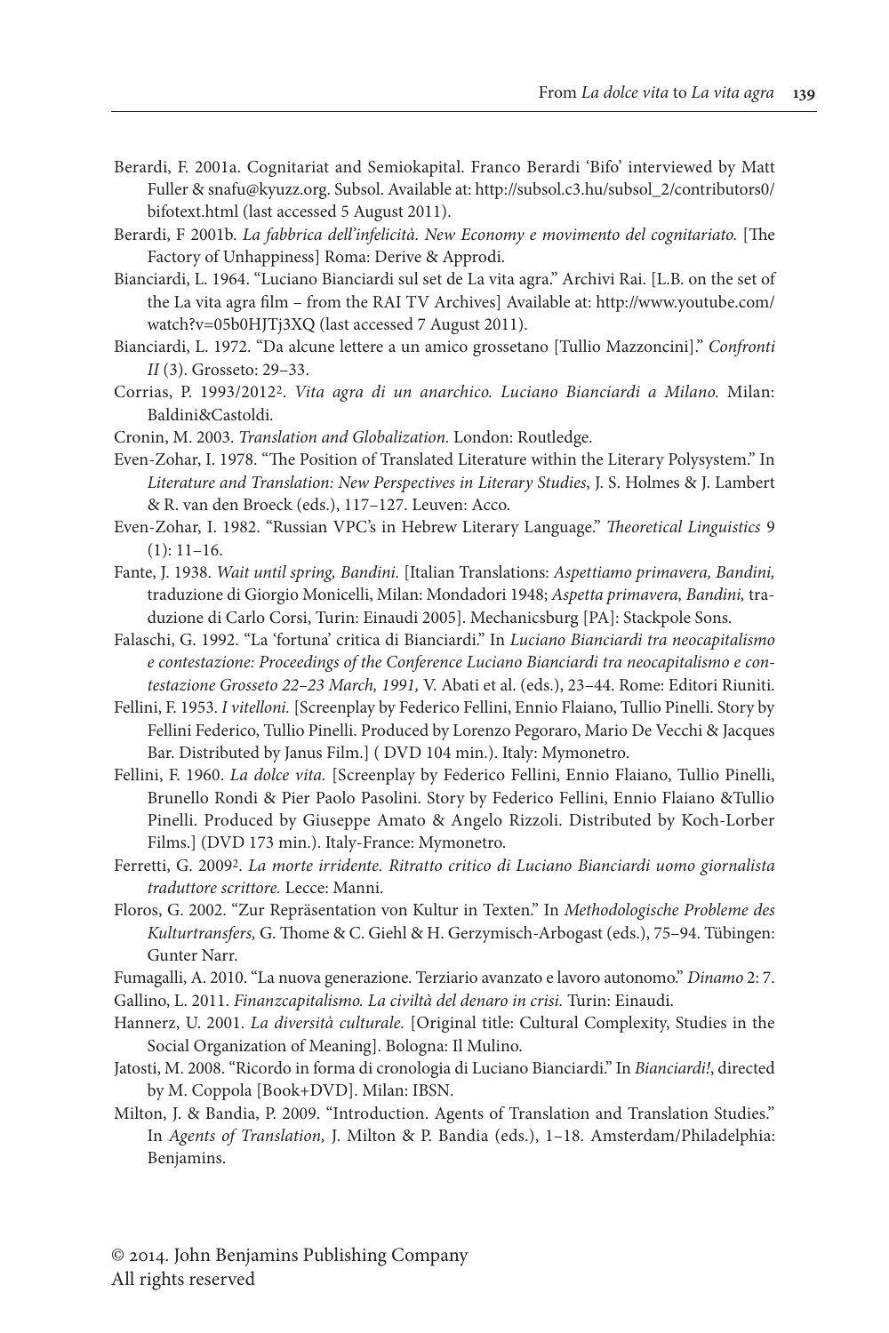Berardi, F. 2001a. Cognitariat and Semiokapital. Franco Berardi 'Bifo' interviewed by Matt Fuller & snafu@kyuzz.org. Subsol. Available at: http://subsol.c3.hu/subsol_2/contributors0/bifotext.html (last accessed 5 August 2011).

Berardi, F 2001b. *La fabbrica dell'infelicità. New Economy e movimento del cognitariato.* [The Factory of Unhappiness] Roma: Derive & Approdi.

Bianciardi, L. 1964. "Luciano Bianciardi sul set de La vita agra." Archivi Rai. [L.B. on the set of the La vita agra film – from the RAI TV Archives] Available at: http://www.youtube.com/watch?v=05b0HJTj3XQ (last accessed 7 August 2011).

Bianciardi, L. 1972. "Da alcune lettere a un amico grossetano [Tullio Mazzoncini]." *Confronti II* (3). Grosseto: 29–33.

Corrias, P. 1993/2012[2]. *Vita agra di un anarchico. Luciano Bianciardi a Milano.* Milan: Baldini&Castoldi.

Cronin, M. 2003. *Translation and Globalization.* London: Routledge.

Even-Zohar, I. 1978. "The Position of Translated Literature within the Literary Polysystem." In *Literature and Translation: New Perspectives in Literary Studies*, J. S. Holmes & J. Lambert & R. van den Broeck (eds.), 117–127. Leuven: Acco.

Even-Zohar, I. 1982. "Russian VPC's in Hebrew Literary Language." *Theoretical Linguistics* 9 (1): 11–16.

Fante, J. 1938. *Wait until spring, Bandini.* [Italian Translations: *Aspettiamo primavera, Bandini,* traduzione di Giorgio Monicelli, Milan: Mondadori 1948; *Aspetta primavera, Bandini,* traduzione di Carlo Corsi, Turin: Einaudi 2005]. Mechanicsburg [PA]: Stackpole Sons.

Falaschi, G. 1992. "La 'fortuna' critica di Bianciardi." In *Luciano Bianciardi tra neocapitalismo e contestazione: Proceedings of the Conference Luciano Bianciardi tra neocapitalismo e contestazione Grosseto 22–23 March, 1991,* V. Abati et al. (eds.), 23–44. Rome: Editori Riuniti.

Fellini, F. 1953. *I vitelloni.* [Screenplay by Federico Fellini, Ennio Flaiano, Tullio Pinelli. Story by Fellini Federico, Tullio Pinelli. Produced by Lorenzo Pegoraro, Mario De Vecchi & Jacques Bar. Distributed by Janus Film.] ( DVD 104 min.). Italy: Mymonetro.

Fellini, F. 1960. *La dolce vita.* [Screenplay by Federico Fellini, Ennio Flaiano, Tullio Pinelli, Brunello Rondi & Pier Paolo Pasolini. Story by Federico Fellini, Ennio Flaiano &Tullio Pinelli. Produced by Giuseppe Amato & Angelo Rizzoli. Distributed by Koch-Lorber Films.] (DVD 173 min.). Italy-France: Mymonetro.

Ferretti, G. 2009[2]. *La morte irridente. Ritratto critico di Luciano Bianciardi uomo giornalista traduttore scrittore.* Lecce: Manni.

Floros, G. 2002. "Zur Repräsentation von Kultur in Texten." In *Methodologische Probleme des Kulturtransfers,* G. Thome & C. Giehl & H. Gerzymisch-Arbogast (eds.), 75–94. Tübingen: Gunter Narr.

Fumagalli, A. 2010. "La nuova generazione. Terziario avanzato e lavoro autonomo." *Dinamo* 2: 7.

Gallino, L. 2011. *Finanzcapitalismo. La civiltà del denaro in crisi.* Turin: Einaudi.

Hannerz, U. 2001. *La diversità culturale.* [Original title: Cultural Complexity, Studies in the Social Organization of Meaning]. Bologna: Il Mulino.

Jatosti, M. 2008. "Ricordo in forma di cronologia di Luciano Bianciardi." In *Bianciardi!*, directed by M. Coppola [Book+DVD]. Milan: IBSN.

Milton, J. & Bandia, P. 2009. "Introduction. Agents of Translation and Translation Studies." In *Agents of Translation,* J. Milton & P. Bandia (eds.), 1–18. Amsterdam/Philadelphia: Benjamins.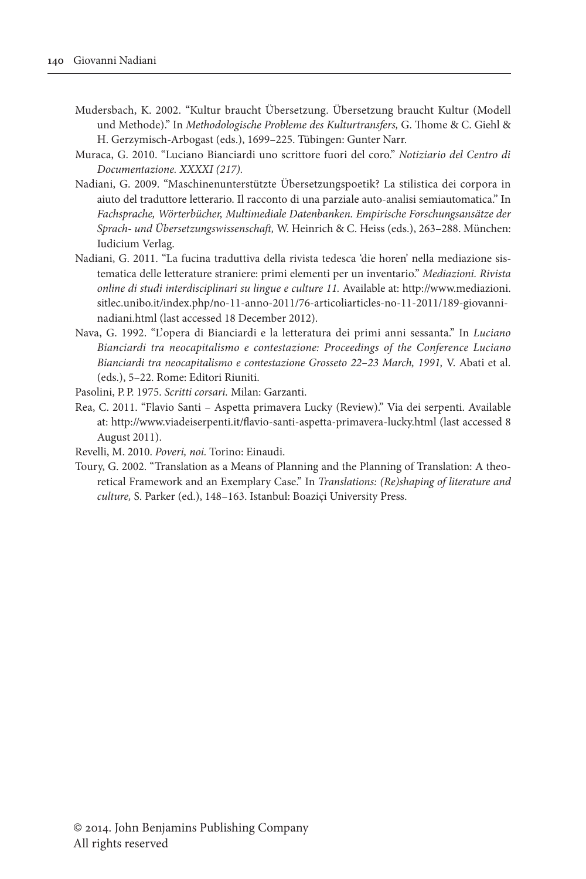Mudersbach, K. 2002. "Kultur braucht Übersetzung. Übersetzung braucht Kultur (Modell und Methode)." In *Methodologische Probleme des Kulturtransfers,* G. Thome & C. Giehl & H. Gerzymisch-Arbogast (eds.), 1699–225. Tübingen: Gunter Narr.

Muraca, G. 2010. "Luciano Bianciardi uno scrittore fuori del coro." *Notiziario del Centro di Documentazione. XXXXI (217).*

Nadiani, G. 2009. "Maschinenunterstützte Übersetzungspoetik? La stilistica dei corpora in aiuto del traduttore letterario. Il racconto di una parziale auto-analisi semiautomatica." In *Fachsprache, Wörterbücher, Multimediale Datenbanken. Empirische Forschungsansätze der Sprach- und Übersetzungswissenschaft,* W. Heinrich & C. Heiss (eds.), 263–288. München: Iudicium Verlag.

Nadiani, G. 2011. "La fucina traduttiva della rivista tedesca 'die horen' nella mediazione sistematica delle letterature straniere: primi elementi per un inventario." *Mediazioni. Rivista online di studi interdisciplinari su lingue e culture 11.* Available at: http://www.mediazioni.sitlec.unibo.it/index.php/no-11-anno-2011/76-articoliarticles-no-11-2011/189-giovanni-nadiani.html (last accessed 18 December 2012).

Nava, G. 1992. "L'opera di Bianciardi e la letteratura dei primi anni sessanta." In *Luciano Bianciardi tra neocapitalismo e contestazione: Proceedings of the Conference Luciano Bianciardi tra neocapitalismo e contestazione Grosseto 22–23 March, 1991,* V. Abati et al. (eds.), 5–22. Rome: Editori Riuniti.

Pasolini, P. P. 1975. *Scritti corsari.* Milan: Garzanti.

Rea, C. 2011. "Flavio Santi – Aspetta primavera Lucky (Review)." Via dei serpenti. Available at: http://www.viadeiserpenti.it/flavio-santi-aspetta-primavera-lucky.html (last accessed 8 August 2011).

Revelli, M. 2010. *Poveri, noi.* Torino: Einaudi.

Toury, G. 2002. "Translation as a Means of Planning and the Planning of Translation: A theoretical Framework and an Exemplary Case." In *Translations: (Re)shaping of literature and culture,* S. Parker (ed.), 148–163. Istanbul: Boaziçi University Press.